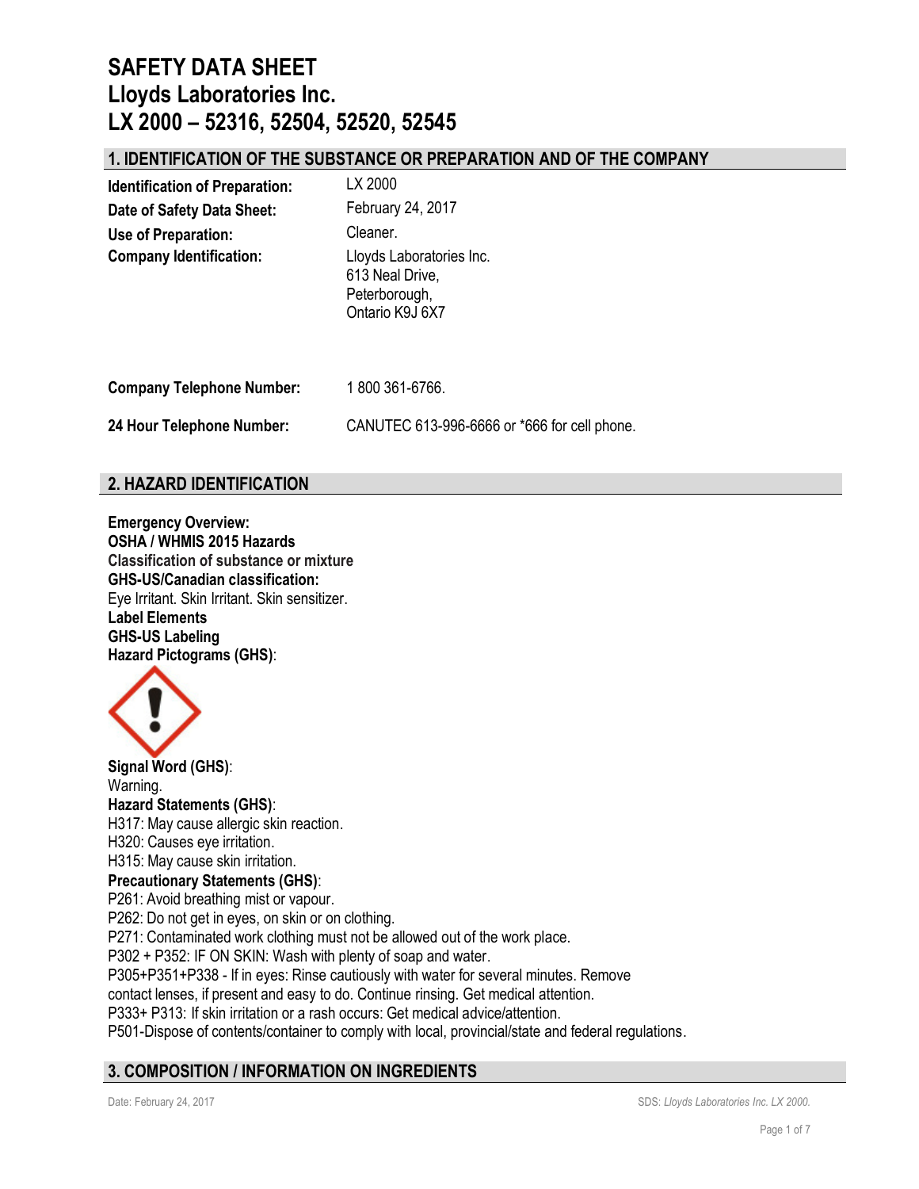# SAFETY DATA SHEET
# Lloyds Laboratories Inc.
# LX 2000 – 52316, 52504, 52520, 52545

## 1. IDENTIFICATION OF THE SUBSTANCE OR PREPARATION AND OF THE COMPANY

| | |
|---|---|
| **Identification of Preparation:** | LX 2000 |
| **Date of Safety Data Sheet:** | February 24, 2017 |
| **Use of Preparation:** | Cleaner. |
| **Company Identification:** | Lloyds Laboratories Inc.<br>613 Neal Drive,<br>Peterborough,<br>Ontario K9J 6X7 |
| **Company Telephone Number:** | 1 800 361-6766. |
| **24 Hour Telephone Number:** | CANUTEC 613-996-6666 or *666 for cell phone. |

## 2. HAZARD IDENTIFICATION

**Emergency Overview:**
**OSHA / WHMIS 2015 Hazards**
**Classification of substance or mixture**
**GHS-US/Canadian classification:**
Eye Irritant. Skin Irritant. Skin sensitizer.
**Label Elements**
**GHS-US Labeling**
**Hazard Pictograms (GHS)**:

**Signal Word (GHS)**:
Warning.
**Hazard Statements (GHS)**:
H317: May cause allergic skin reaction.
H320: Causes eye irritation.
H315: May cause skin irritation.
**Precautionary Statements (GHS)**:
P261: Avoid breathing mist or vapour.
P262: Do not get in eyes, on skin or on clothing.
P271: Contaminated work clothing must not be allowed out of the work place.
P302 + P352: IF ON SKIN: Wash with plenty of soap and water.
P305+P351+P338 - If in eyes: Rinse cautiously with water for several minutes. Remove contact lenses, if present and easy to do. Continue rinsing. Get medical attention.
P333+ P313: If skin irritation or a rash occurs: Get medical advice/attention.
P501-Dispose of contents/container to comply with local, provincial/state and federal regulations.

## 3. COMPOSITION / INFORMATION ON INGREDIENTS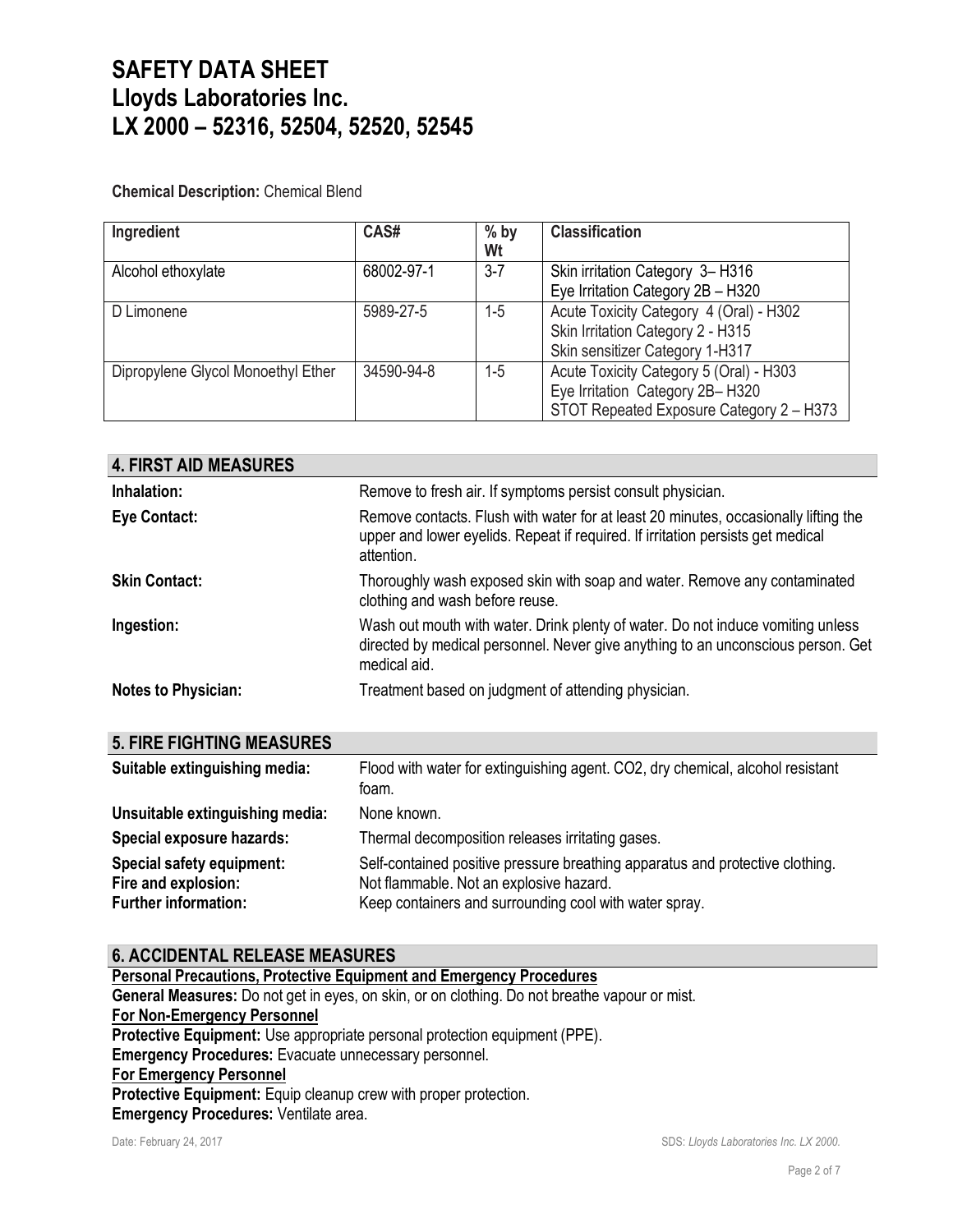# SAFETY DATA SHEET
# Lloyds Laboratories Inc.
# LX 2000 – 52316, 52504, 52520, 52545

**Chemical Description:** Chemical Blend

| Ingredient | CAS# | % by Wt | Classification |
|---|---|---|---|
| Alcohol ethoxylate | 68002-97-1 | 3-7 | Skin irritation Category 3– H316<br>Eye Irritation Category 2B – H320 |
| D Limonene | 5989-27-5 | 1-5 | Acute Toxicity Category 4 (Oral) - H302<br>Skin Irritation Category 2 - H315<br>Skin sensitizer Category 1-H317 |
| Dipropylene Glycol Monoethyl Ether | 34590-94-8 | 1-5 | Acute Toxicity Category 5 (Oral) - H303<br>Eye Irritation Category 2B– H320<br>STOT Repeated Exposure Category 2 – H373 |

## 4. FIRST AID MEASURES

**Inhalation:** Remove to fresh air. If symptoms persist consult physician.

**Eye Contact:** Remove contacts. Flush with water for at least 20 minutes, occasionally lifting the upper and lower eyelids. Repeat if required. If irritation persists get medical attention.

**Skin Contact:** Thoroughly wash exposed skin with soap and water. Remove any contaminated clothing and wash before reuse.

**Ingestion:** Wash out mouth with water. Drink plenty of water. Do not induce vomiting unless directed by medical personnel. Never give anything to an unconscious person. Get medical aid.

**Notes to Physician:** Treatment based on judgment of attending physician.

## 5. FIRE FIGHTING MEASURES

**Suitable extinguishing media:** Flood with water for extinguishing agent. $CO_2$, dry chemical, alcohol resistant foam.

**Unsuitable extinguishing media:** None known.

**Special exposure hazards:** Thermal decomposition releases irritating gases.

**Special safety equipment:** Self-contained positive pressure breathing apparatus and protective clothing.

**Fire and explosion:** Not flammable. Not an explosive hazard.

**Further information:** Keep containers and surrounding cool with water spray.

## 6. ACCIDENTAL RELEASE MEASURES

**Personal Precautions, Protective Equipment and Emergency Procedures**

**General Measures:** Do not get in eyes, on skin, or on clothing. Do not breathe vapour or mist.

**For Non-Emergency Personnel**

**Protective Equipment:** Use appropriate personal protection equipment (PPE).

**Emergency Procedures:** Evacuate unnecessary personnel.

**For Emergency Personnel**

**Protective Equipment:** Equip cleanup crew with proper protection.

**Emergency Procedures:** Ventilate area.

Date: February 24, 2017 SDS: *Lloyds Laboratories Inc. LX 2000.*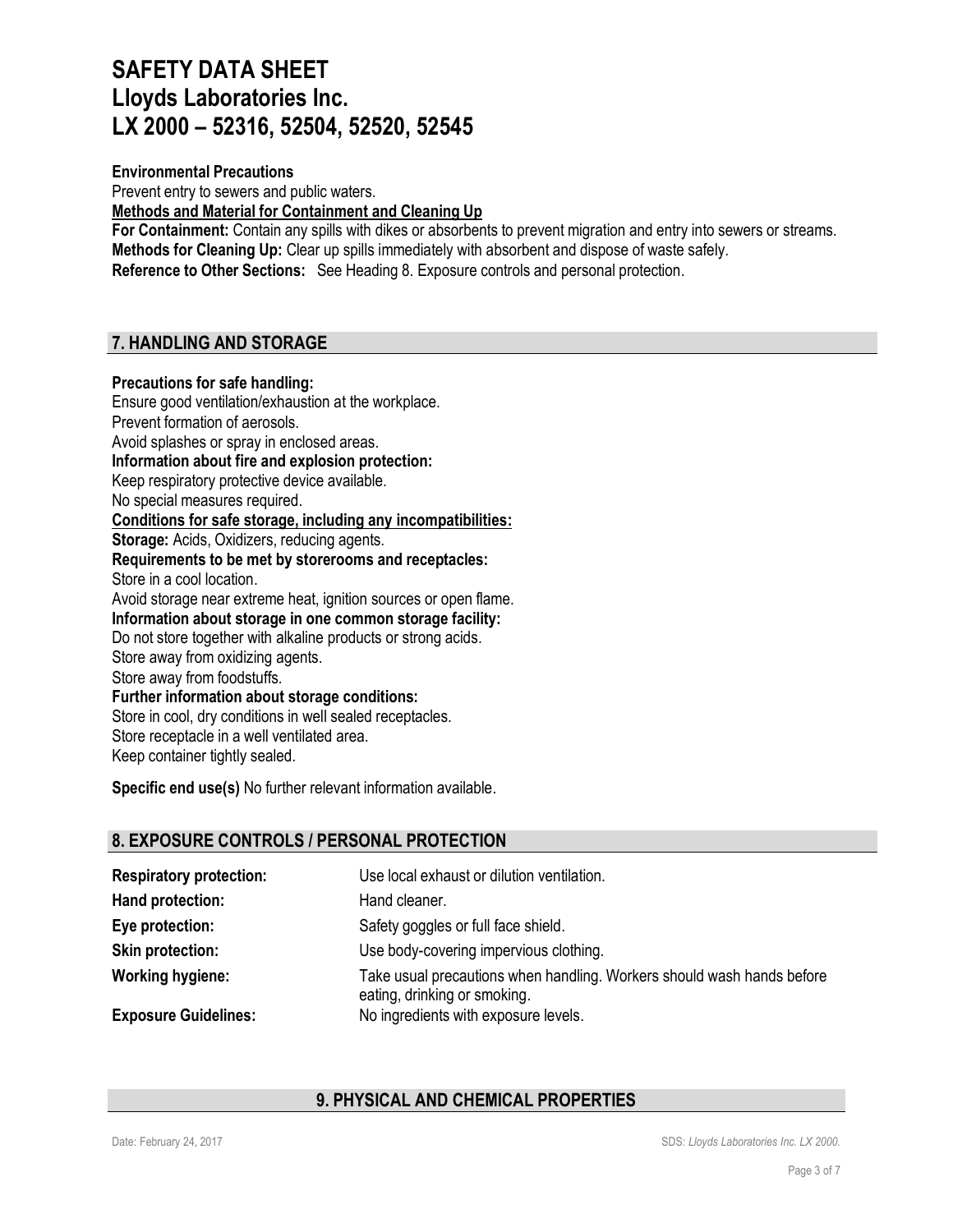**Environmental Precautions**

Prevent entry to sewers and public waters.

**Methods and Material for Containment and Cleaning Up**

**For Containment:** Contain any spills with dikes or absorbents to prevent migration and entry into sewers or streams.
**Methods for Cleaning Up:** Clear up spills immediately with absorbent and dispose of waste safely.
**Reference to Other Sections:** See Heading 8. Exposure controls and personal protection.

## 7. HANDLING AND STORAGE

**Precautions for safe handling:**
Ensure good ventilation/exhaustion at the workplace.
Prevent formation of aerosols.
Avoid splashes or spray in enclosed areas.
**Information about fire and explosion protection:**
Keep respiratory protective device available.
No special measures required.
**Conditions for safe storage, including any incompatibilities:**
**Storage:** Acids, Oxidizers, reducing agents.
**Requirements to be met by storerooms and receptacles:**
Store in a cool location.
Avoid storage near extreme heat, ignition sources or open flame.
**Information about storage in one common storage facility:**
Do not store together with alkaline products or strong acids.
Store away from oxidizing agents.
Store away from foodstuffs.
**Further information about storage conditions:**
Store in cool, dry conditions in well sealed receptacles.
Store receptacle in a well ventilated area.
Keep container tightly sealed.

**Specific end use(s)** No further relevant information available.

## 8. EXPOSURE CONTROLS / PERSONAL PROTECTION

| | |
|---|---|
| **Respiratory protection:** | Use local exhaust or dilution ventilation. |
| **Hand protection:** | Hand cleaner. |
| **Eye protection:** | Safety goggles or full face shield. |
| **Skin protection:** | Use body-covering impervious clothing. |
| **Working hygiene:** | Take usual precautions when handling. Workers should wash hands before eating, drinking or smoking. |
| **Exposure Guidelines:** | No ingredients with exposure levels. |

## 9. PHYSICAL AND CHEMICAL PROPERTIES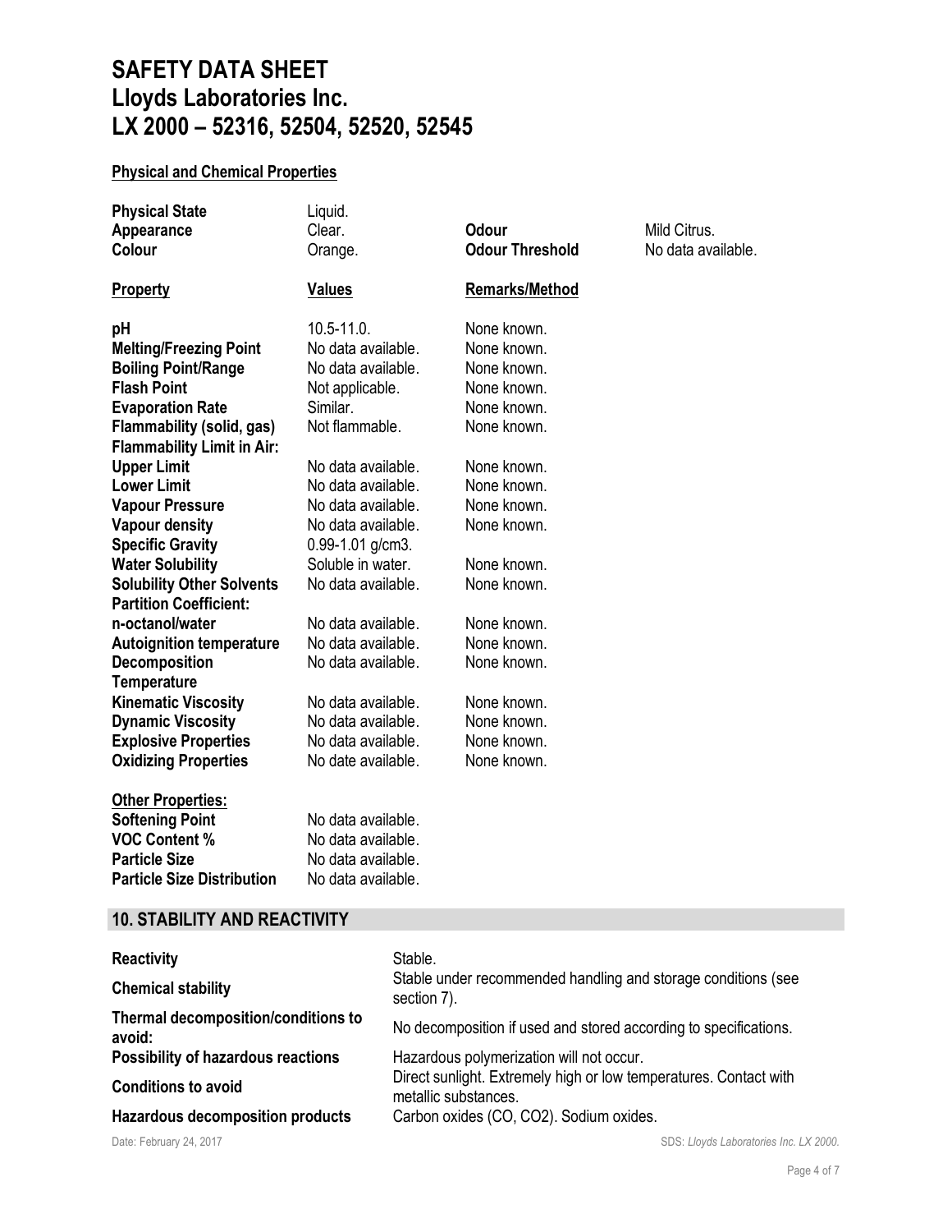# SAFETY DATA SHEET
# Lloyds Laboratories Inc.
# LX 2000 – 52316, 52504, 52520, 52545

**Physical and Chemical Properties**

| | | | |
|---|---|---|---|
| **Physical State** | Liquid. | | |
| **Appearance** | Clear. | **Odour** | Mild Citrus. |
| **Colour** | Orange. | **Odour Threshold** | No data available. |

| **Property** | **Values** | **Remarks/Method** |
|---|---|---|
| **pH** | 10.5-11.0. | None known. |
| **Melting/Freezing Point** | No data available. | None known. |
| **Boiling Point/Range** | No data available. | None known. |
| **Flash Point** | Not applicable. | None known. |
| **Evaporation Rate** | Similar. | None known. |
| **Flammability (solid, gas)** | Not flammable. | None known. |
| **Flammability Limit in Air:** | | |
| **Upper Limit** | No data available. | None known. |
| **Lower Limit** | No data available. | None known. |
| **Vapour Pressure** | No data available. | None known. |
| **Vapour density** | No data available. | None known. |
| **Specific Gravity** | 0.99-1.01 g/cm3. | |
| **Water Solubility** | Soluble in water. | None known. |
| **Solubility Other Solvents** | No data available. | None known. |
| **Partition Coefficient: n-octanol/water** | No data available. | None known. |
| **Autoignition temperature** | No data available. | None known. |
| **Decomposition Temperature** | No data available. | None known. |
| **Kinematic Viscosity** | No data available. | None known. |
| **Dynamic Viscosity** | No data available. | None known. |
| **Explosive Properties** | No data available. | None known. |
| **Oxidizing Properties** | No date available. | None known. |

**Other Properties:**

| | |
|---|---|
| **Softening Point** | No data available. |
| **VOC Content %** | No data available. |
| **Particle Size** | No data available. |
| **Particle Size Distribution** | No data available. |

## 10. STABILITY AND REACTIVITY

| | |
|---|---|
| **Reactivity** | Stable. |
| **Chemical stability** | Stable under recommended handling and storage conditions (see section 7). |
| **Thermal decomposition/conditions to avoid:** | No decomposition if used and stored according to specifications. |
| **Possibility of hazardous reactions** | Hazardous polymerization will not occur. |
| **Conditions to avoid** | Direct sunlight. Extremely high or low temperatures. Contact with metallic substances. |
| **Hazardous decomposition products** | Carbon oxides (CO, $CO_2$). Sodium oxides. |

Date: February 24, 2017

SDS: *Lloyds Laboratories Inc. LX 2000.*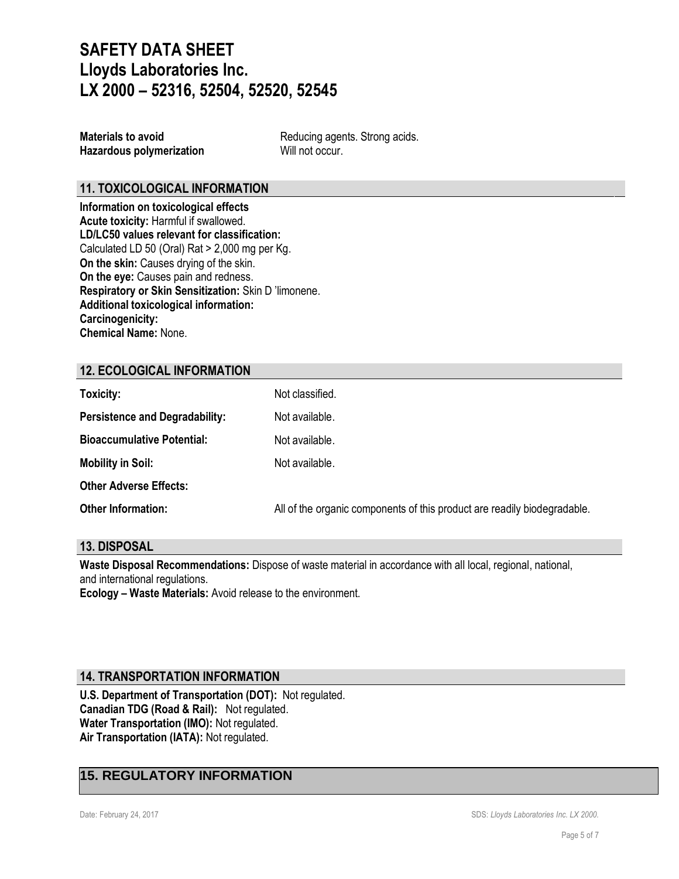**Materials to avoid** Reducing agents. Strong acids.
**Hazardous polymerization** Will not occur.

## 11. TOXICOLOGICAL INFORMATION

**Information on toxicological effects**
**Acute toxicity:** Harmful if swallowed.
**LD/LC50 values relevant for classification:**
Calculated LD 50 (Oral) Rat > 2,000 mg per Kg.
**On the skin:** Causes drying of the skin.
**On the eye:** Causes pain and redness.
**Respiratory or Skin Sensitization:** Skin D 'limonene.
**Additional toxicological information:**
**Carcinogenicity:**
**Chemical Name:** None.

## 12. ECOLOGICAL INFORMATION

| | |
|---|---|
| **Toxicity:** | Not classified. |
| **Persistence and Degradability:** | Not available. |
| **Bioaccumulative Potential:** | Not available. |
| **Mobility in Soil:** | Not available. |
| **Other Adverse Effects:** | |
| **Other Information:** | All of the organic components of this product are readily biodegradable. |

## 13. DISPOSAL

**Waste Disposal Recommendations:** Dispose of waste material in accordance with all local, regional, national, and international regulations.
**Ecology – Waste Materials:** Avoid release to the environment.

## 14. TRANSPORTATION INFORMATION

**U.S. Department of Transportation (DOT):** Not regulated.
**Canadian TDG (Road & Rail):** Not regulated.
**Water Transportation (IMO):** Not regulated.
**Air Transportation (IATA):** Not regulated.

## 15. REGULATORY INFORMATION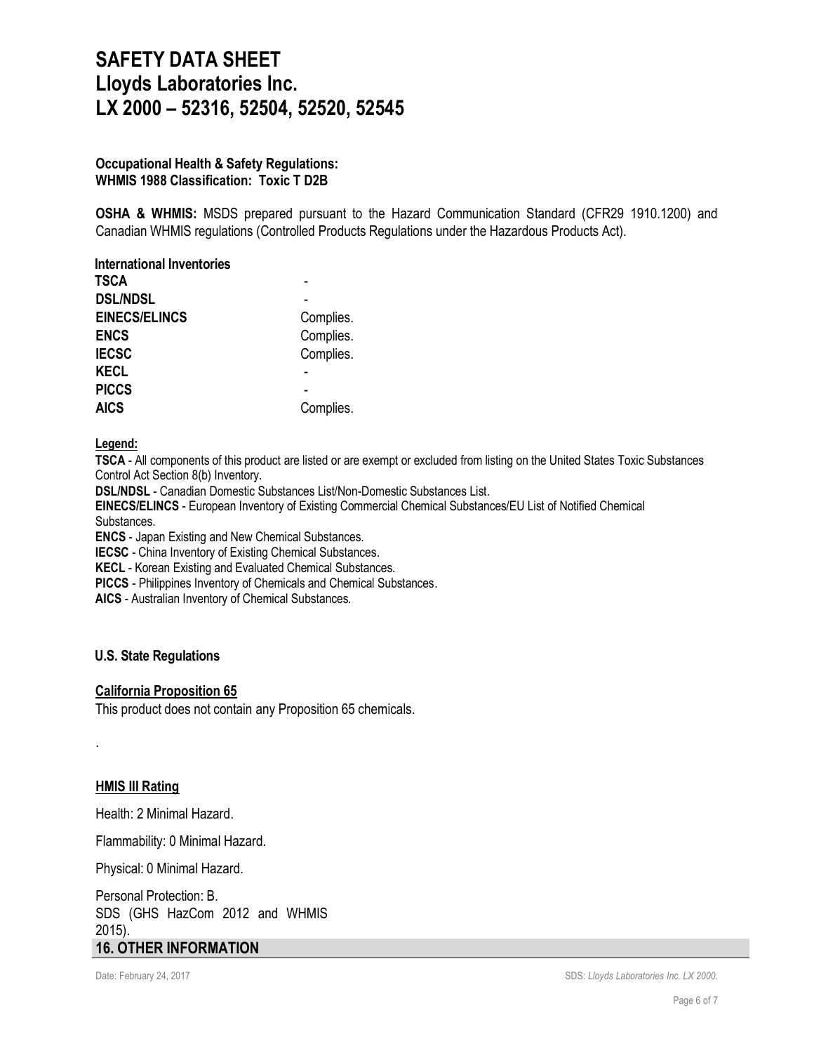**Occupational Health & Safety Regulations:**
**WHMIS 1988 Classification: Toxic T D2B**

**OSHA & WHMIS:** MSDS prepared pursuant to the Hazard Communication Standard (CFR29 1910.1200) and Canadian WHMIS regulations (Controlled Products Regulations under the Hazardous Products Act).

**International Inventories**

| | |
|---|---|
| **TSCA** | - |
| **DSL/NDSL** | - |
| **EINECS/ELINCS** | Complies. |
| **ENCS** | Complies. |
| **IECSC** | Complies. |
| **KECL** | - |
| **PICCS** | - |
| **AICS** | Complies. |

**Legend:**

**TSCA** - All components of this product are listed or are exempt or excluded from listing on the United States Toxic Substances Control Act Section 8(b) Inventory.

**DSL/NDSL** - Canadian Domestic Substances List/Non-Domestic Substances List.

**EINECS/ELINCS** - European Inventory of Existing Commercial Chemical Substances/EU List of Notified Chemical Substances.

**ENCS** - Japan Existing and New Chemical Substances.

**IECSC** - China Inventory of Existing Chemical Substances.

**KECL** - Korean Existing and Evaluated Chemical Substances.

**PICCS** - Philippines Inventory of Chemicals and Chemical Substances.

**AICS** - Australian Inventory of Chemical Substances.

**U.S. State Regulations**

**California Proposition 65**

This product does not contain any Proposition 65 chemicals.

.

**HMIS III Rating**

Health: 2 Minimal Hazard.

Flammability: 0 Minimal Hazard.

Physical: 0 Minimal Hazard.

Personal Protection: B.
SDS (GHS HazCom 2012 and WHMIS 2015).

## 16. OTHER INFORMATION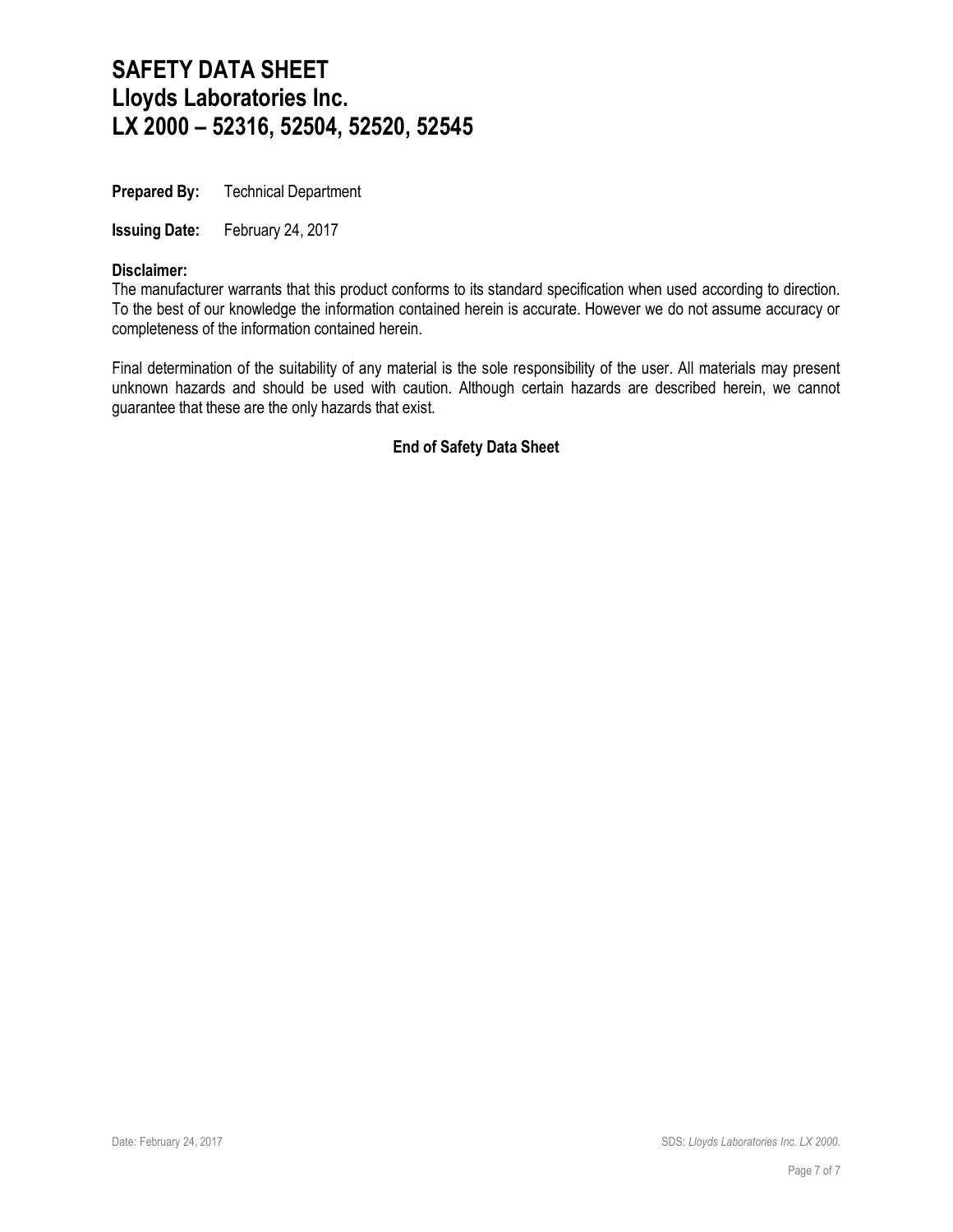# SAFETY DATA SHEET
# Lloyds Laboratories Inc.
# LX 2000 – 52316, 52504, 52520, 52545

**Prepared By:** Technical Department

**Issuing Date:** February 24, 2017

**Disclaimer:**
The manufacturer warrants that this product conforms to its standard specification when used according to direction. To the best of our knowledge the information contained herein is accurate. However we do not assume accuracy or completeness of the information contained herein.

Final determination of the suitability of any material is the sole responsibility of the user. All materials may present unknown hazards and should be used with caution. Although certain hazards are described herein, we cannot guarantee that these are the only hazards that exist.

**End of Safety Data Sheet**